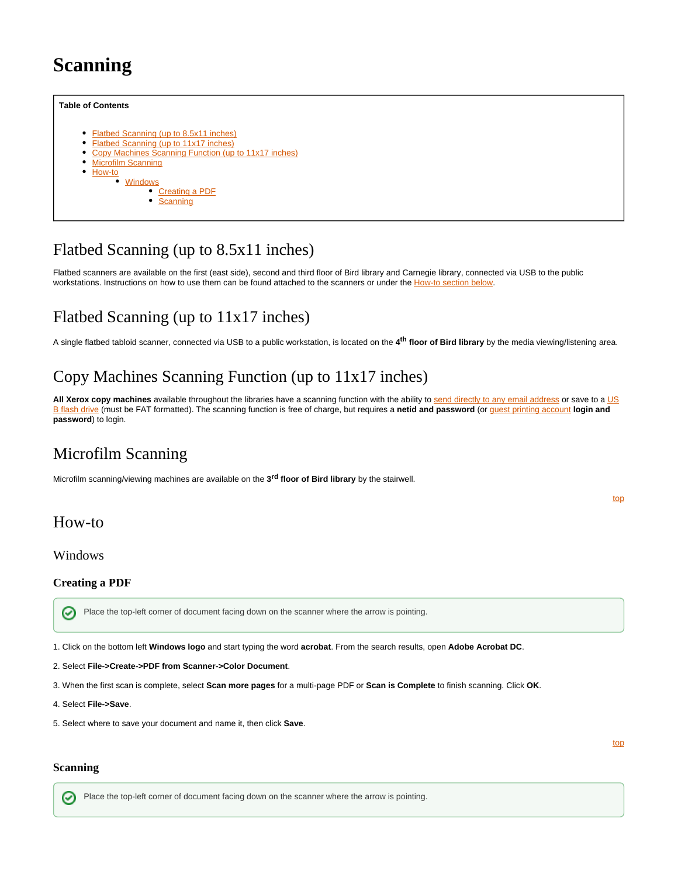# Scanning

**Table of Contents**

- Flatbed Scanning (up to 8.5x11 inches)
- Flatbed Scanning (up to 11x17 inches)
- Copy Machines Scanning Function (up to 11x17 inches)
- Microfilm Scanning
- How-to
  - Windows
    - Creating a PDF
    - Scanning

## Flatbed Scanning (up to 8.5x11 inches)

Flatbed scanners are available on the first (east side), second and third floor of Bird library and Carnegie library, connected via USB to the public workstations. Instructions on how to use them can be found attached to the scanners or under the How-to section below.

## Flatbed Scanning (up to 11x17 inches)

A single flatbed tabloid scanner, connected via USB to a public workstation, is located on the **4th floor of Bird library** by the media viewing/listening area.

## Copy Machines Scanning Function (up to 11x17 inches)

**All Xerox copy machines** available throughout the libraries have a scanning function with the ability to send directly to any email address or save to a USB flash drive (must be FAT formatted). The scanning function is free of charge, but requires a **netid and password** (or guest printing account **login and password**) to login.

## Microfilm Scanning

Microfilm scanning/viewing machines are available on the **3rd floor of Bird library** by the stairwell.

top

## How-to

### Windows

#### Creating a PDF

Place the top-left corner of document facing down on the scanner where the arrow is pointing.

1. Click on the bottom left **Windows logo** and start typing the word **acrobat**. From the search results, open **Adobe Acrobat DC**.

2. Select **File->Create->PDF from Scanner->Color Document**.

3. When the first scan is complete, select **Scan more pages** for a multi-page PDF or **Scan is Complete** to finish scanning. Click **OK**.

4. Select **File->Save**.

5. Select where to save your document and name it, then click **Save**.

top

#### Scanning

Place the top-left corner of document facing down on the scanner where the arrow is pointing.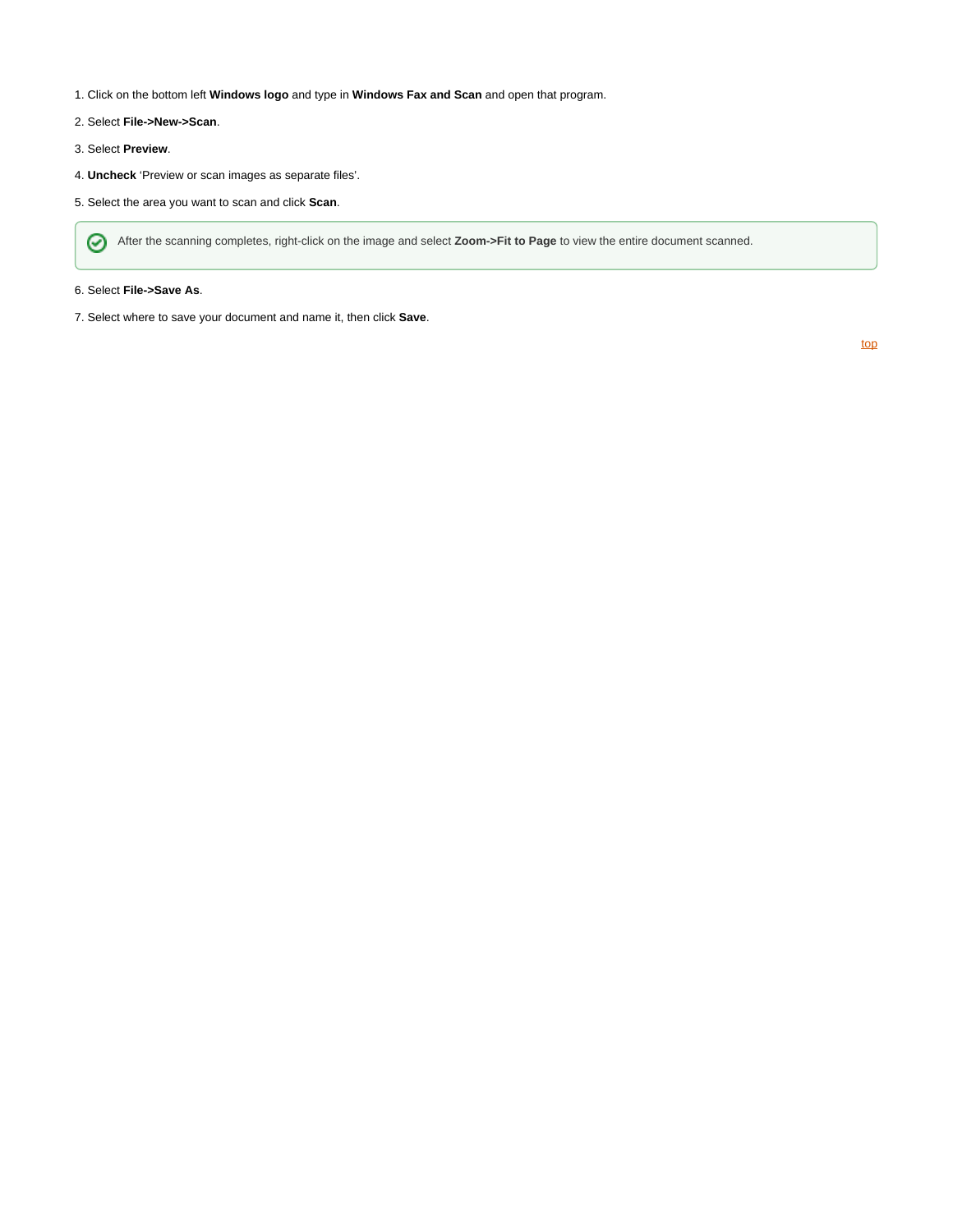1. Click on the bottom left **Windows logo** and type in **Windows Fax and Scan** and open that program.
2. Select **File->New->Scan**.
3. Select **Preview**.
4. **Uncheck** 'Preview or scan images as separate files'.
5. Select the area you want to scan and click **Scan**.

> After the scanning completes, right-click on the image and select **Zoom->Fit to Page** to view the entire document scanned.

6. Select **File->Save As**.
7. Select where to save your document and name it, then click **Save**.

top